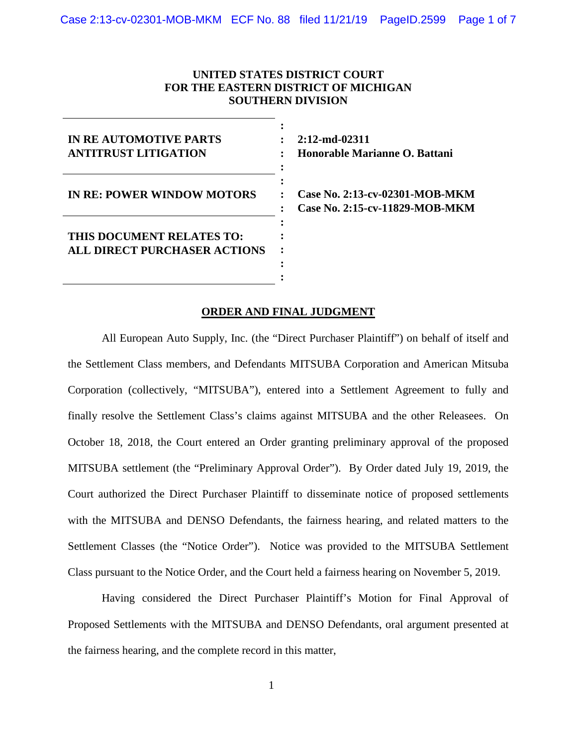**UNITED STATES DISTRICT COURT**
**FOR THE EASTERN DISTRICT OF MICHIGAN**
**SOUTHERN DIVISION**

| | |
|---|---|
| **IN RE AUTOMOTIVE PARTS ANTITRUST LITIGATION** | **2:12-md-02311** **Honorable Marianne O. Battani** |
| **IN RE: POWER WINDOW MOTORS** | **Case No. 2:13-cv-02301-MOB-MKM** **Case No. 2:15-cv-11829-MOB-MKM** |
| **THIS DOCUMENT RELATES TO: ALL DIRECT PURCHASER ACTIONS** | |

**ORDER AND FINAL JUDGMENT**

All European Auto Supply, Inc. (the "Direct Purchaser Plaintiff") on behalf of itself and the Settlement Class members, and Defendants MITSUBA Corporation and American Mitsuba Corporation (collectively, "MITSUBA"), entered into a Settlement Agreement to fully and finally resolve the Settlement Class's claims against MITSUBA and the other Releasees. On October 18, 2018, the Court entered an Order granting preliminary approval of the proposed MITSUBA settlement (the "Preliminary Approval Order"). By Order dated July 19, 2019, the Court authorized the Direct Purchaser Plaintiff to disseminate notice of proposed settlements with the MITSUBA and DENSO Defendants, the fairness hearing, and related matters to the Settlement Classes (the "Notice Order"). Notice was provided to the MITSUBA Settlement Class pursuant to the Notice Order, and the Court held a fairness hearing on November 5, 2019.

Having considered the Direct Purchaser Plaintiff's Motion for Final Approval of Proposed Settlements with the MITSUBA and DENSO Defendants, oral argument presented at the fairness hearing, and the complete record in this matter,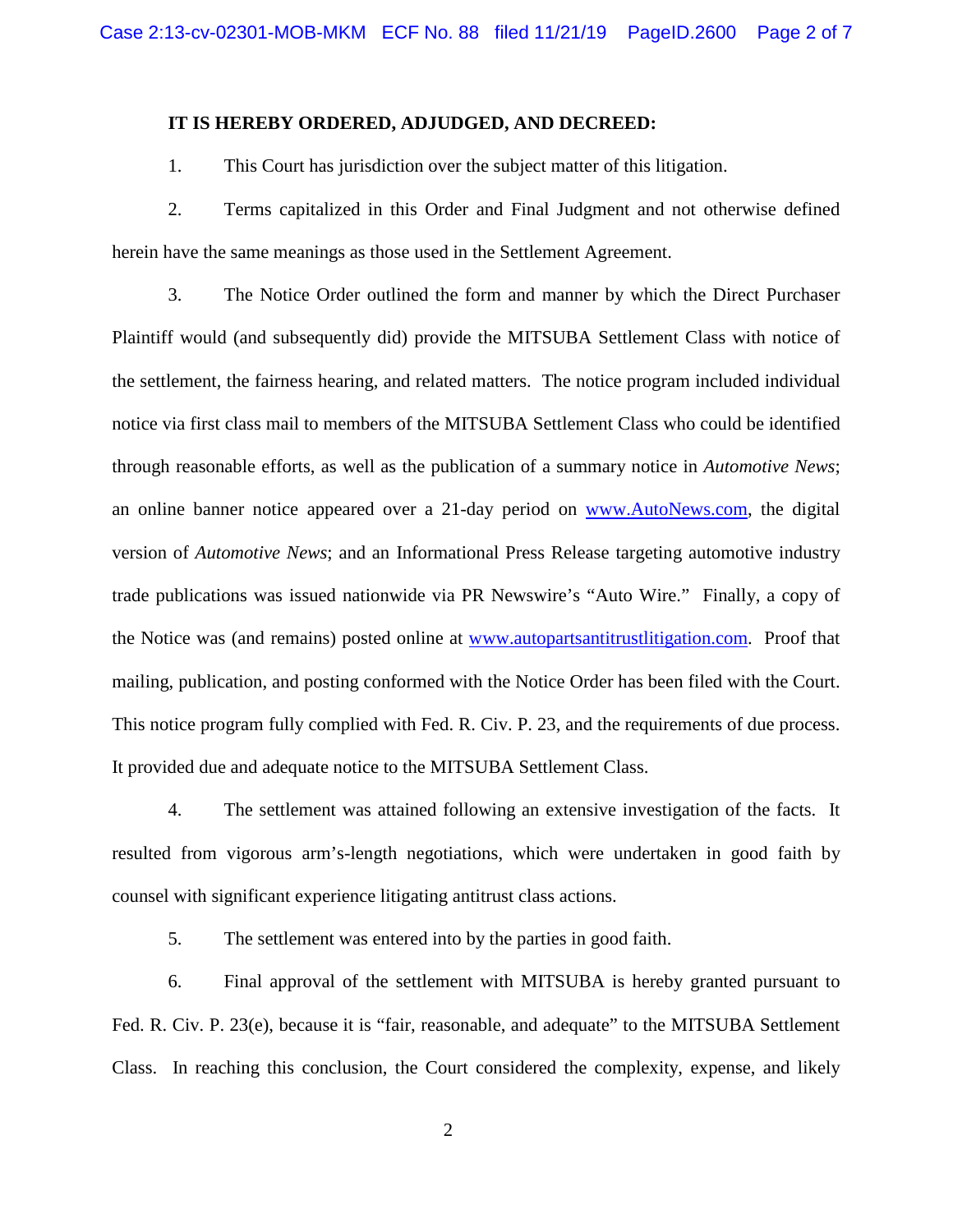**IT IS HEREBY ORDERED, ADJUDGED, AND DECREED:**

1. This Court has jurisdiction over the subject matter of this litigation.

2. Terms capitalized in this Order and Final Judgment and not otherwise defined herein have the same meanings as those used in the Settlement Agreement.

3. The Notice Order outlined the form and manner by which the Direct Purchaser Plaintiff would (and subsequently did) provide the MITSUBA Settlement Class with notice of the settlement, the fairness hearing, and related matters. The notice program included individual notice via first class mail to members of the MITSUBA Settlement Class who could be identified through reasonable efforts, as well as the publication of a summary notice in *Automotive News*; an online banner notice appeared over a 21-day period on www.AutoNews.com, the digital version of *Automotive News*; and an Informational Press Release targeting automotive industry trade publications was issued nationwide via PR Newswire's "Auto Wire." Finally, a copy of the Notice was (and remains) posted online at www.autopartsantitrustlitigation.com. Proof that mailing, publication, and posting conformed with the Notice Order has been filed with the Court. This notice program fully complied with Fed. R. Civ. P. 23, and the requirements of due process. It provided due and adequate notice to the MITSUBA Settlement Class.

4. The settlement was attained following an extensive investigation of the facts. It resulted from vigorous arm's-length negotiations, which were undertaken in good faith by counsel with significant experience litigating antitrust class actions.

5. The settlement was entered into by the parties in good faith.

6. Final approval of the settlement with MITSUBA is hereby granted pursuant to Fed. R. Civ. P. 23(e), because it is "fair, reasonable, and adequate" to the MITSUBA Settlement Class. In reaching this conclusion, the Court considered the complexity, expense, and likely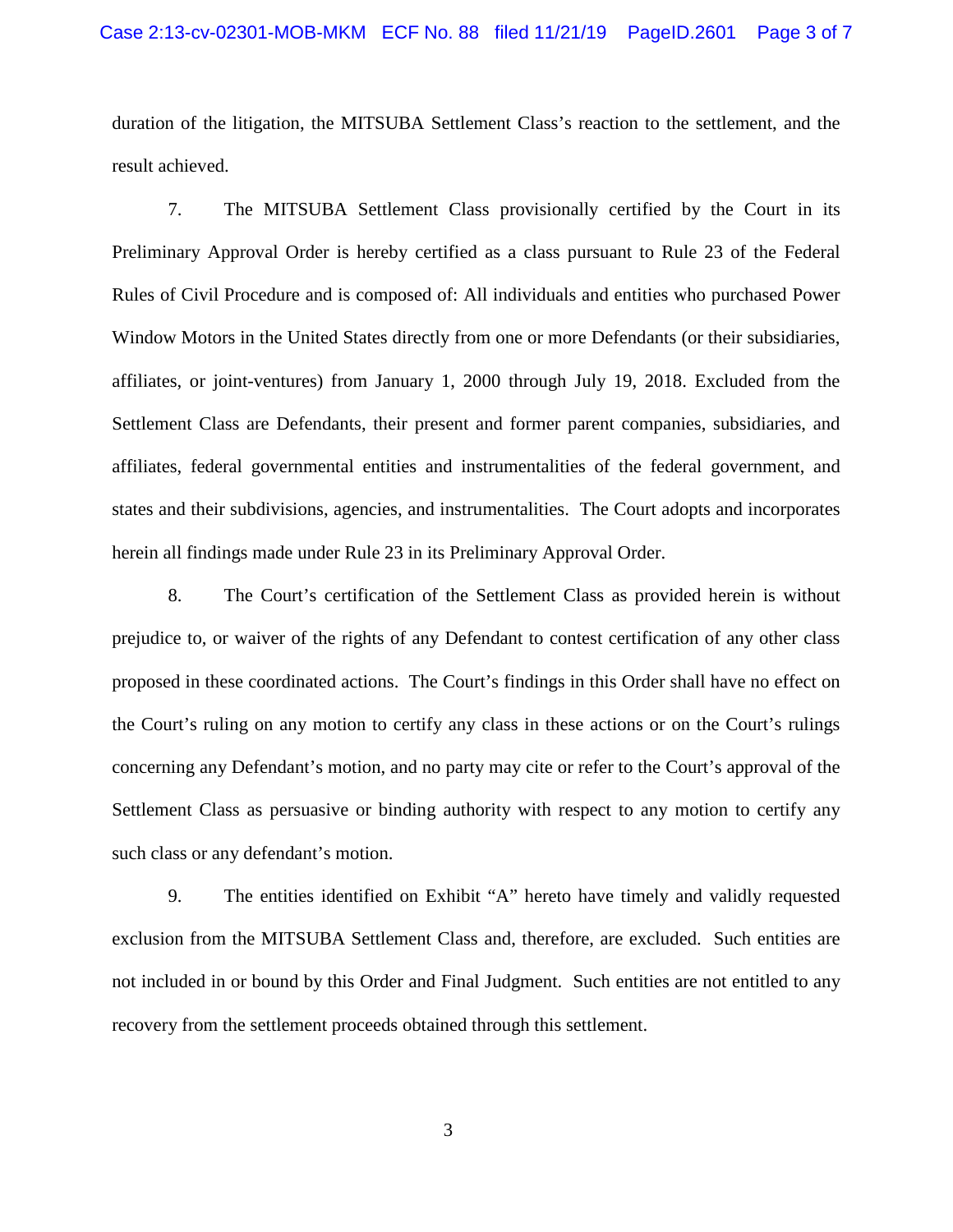duration of the litigation, the MITSUBA Settlement Class's reaction to the settlement, and the result achieved.

7. The MITSUBA Settlement Class provisionally certified by the Court in its Preliminary Approval Order is hereby certified as a class pursuant to Rule 23 of the Federal Rules of Civil Procedure and is composed of: All individuals and entities who purchased Power Window Motors in the United States directly from one or more Defendants (or their subsidiaries, affiliates, or joint-ventures) from January 1, 2000 through July 19, 2018. Excluded from the Settlement Class are Defendants, their present and former parent companies, subsidiaries, and affiliates, federal governmental entities and instrumentalities of the federal government, and states and their subdivisions, agencies, and instrumentalities. The Court adopts and incorporates herein all findings made under Rule 23 in its Preliminary Approval Order.

8. The Court's certification of the Settlement Class as provided herein is without prejudice to, or waiver of the rights of any Defendant to contest certification of any other class proposed in these coordinated actions. The Court's findings in this Order shall have no effect on the Court's ruling on any motion to certify any class in these actions or on the Court's rulings concerning any Defendant's motion, and no party may cite or refer to the Court's approval of the Settlement Class as persuasive or binding authority with respect to any motion to certify any such class or any defendant's motion.

9. The entities identified on Exhibit "A" hereto have timely and validly requested exclusion from the MITSUBA Settlement Class and, therefore, are excluded. Such entities are not included in or bound by this Order and Final Judgment. Such entities are not entitled to any recovery from the settlement proceeds obtained through this settlement.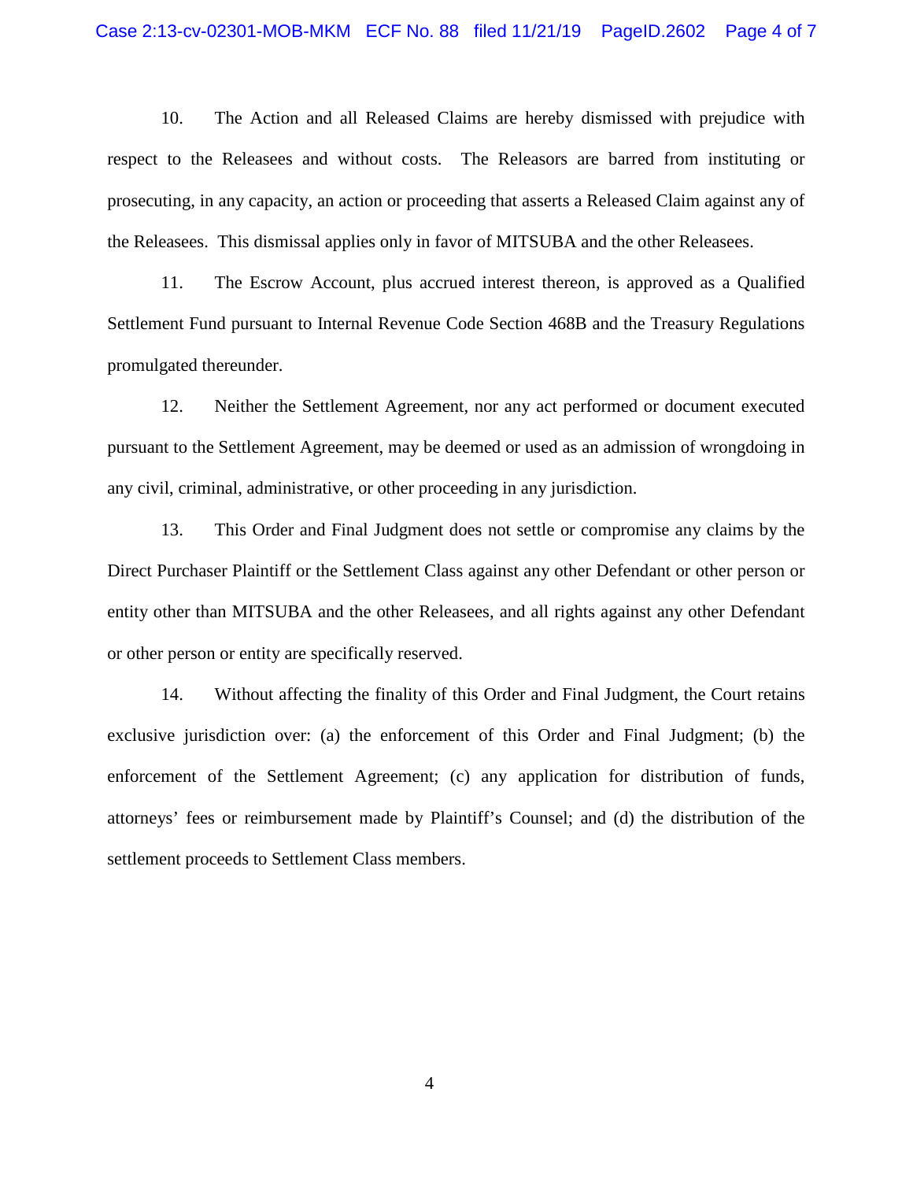10. The Action and all Released Claims are hereby dismissed with prejudice with respect to the Releasees and without costs. The Releasors are barred from instituting or prosecuting, in any capacity, an action or proceeding that asserts a Released Claim against any of the Releasees. This dismissal applies only in favor of MITSUBA and the other Releasees.

11. The Escrow Account, plus accrued interest thereon, is approved as a Qualified Settlement Fund pursuant to Internal Revenue Code Section 468B and the Treasury Regulations promulgated thereunder.

12. Neither the Settlement Agreement, nor any act performed or document executed pursuant to the Settlement Agreement, may be deemed or used as an admission of wrongdoing in any civil, criminal, administrative, or other proceeding in any jurisdiction.

13. This Order and Final Judgment does not settle or compromise any claims by the Direct Purchaser Plaintiff or the Settlement Class against any other Defendant or other person or entity other than MITSUBA and the other Releasees, and all rights against any other Defendant or other person or entity are specifically reserved.

14. Without affecting the finality of this Order and Final Judgment, the Court retains exclusive jurisdiction over: (a) the enforcement of this Order and Final Judgment; (b) the enforcement of the Settlement Agreement; (c) any application for distribution of funds, attorneys' fees or reimbursement made by Plaintiff's Counsel; and (d) the distribution of the settlement proceeds to Settlement Class members.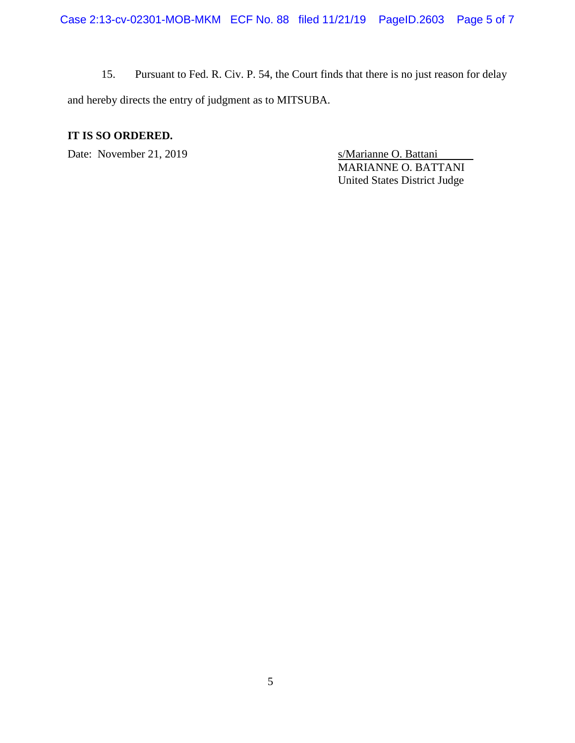15. Pursuant to Fed. R. Civ. P. 54, the Court finds that there is no just reason for delay and hereby directs the entry of judgment as to MITSUBA.

**IT IS SO ORDERED.**

Date: November 21, 2019

s/Marianne O. Battani
MARIANNE O. BATTANI
United States District Judge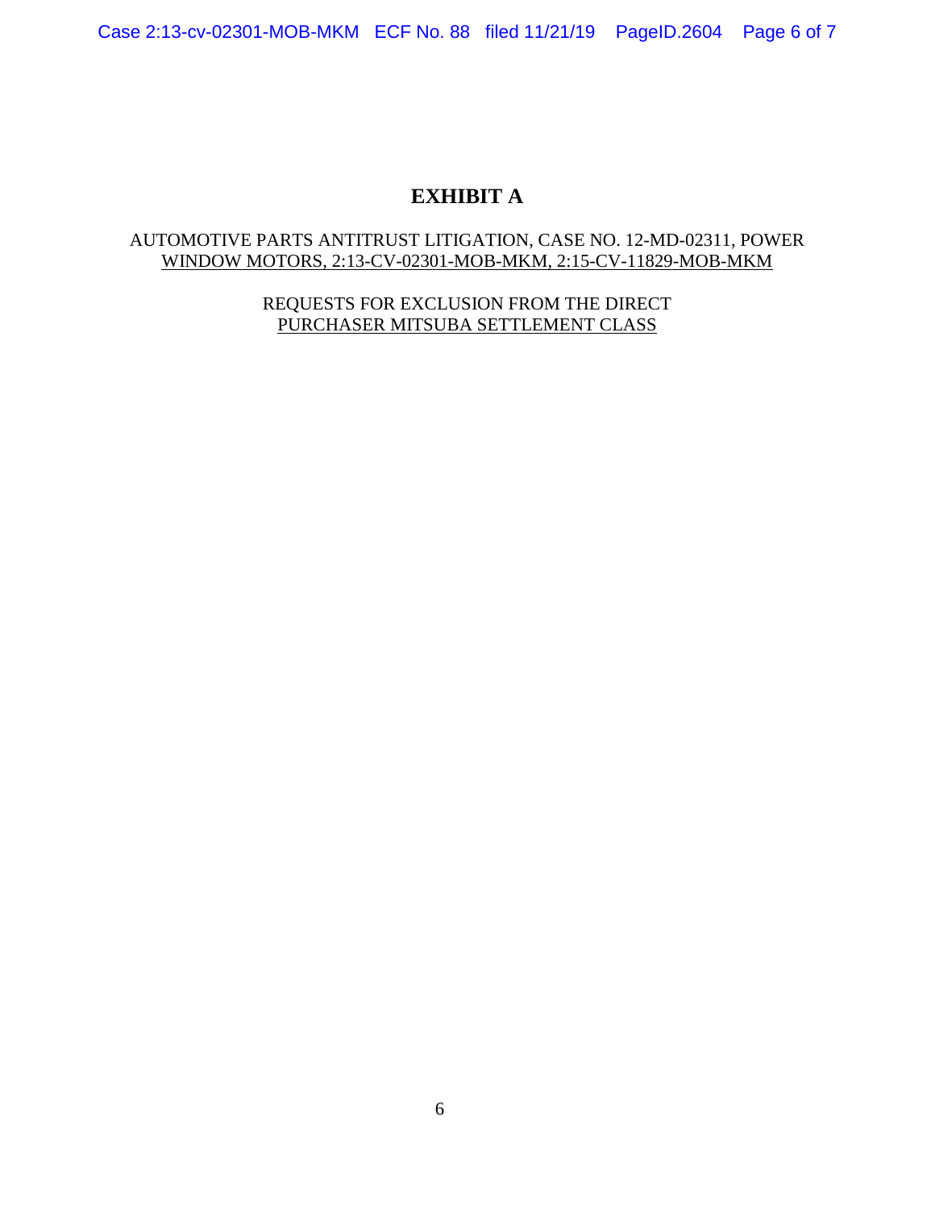# EXHIBIT A

AUTOMOTIVE PARTS ANTITRUST LITIGATION, CASE NO. 12-MD-02311, POWER WINDOW MOTORS, 2:13-CV-02301-MOB-MKM, 2:15-CV-11829-MOB-MKM

REQUESTS FOR EXCLUSION FROM THE DIRECT PURCHASER MITSUBA SETTLEMENT CLASS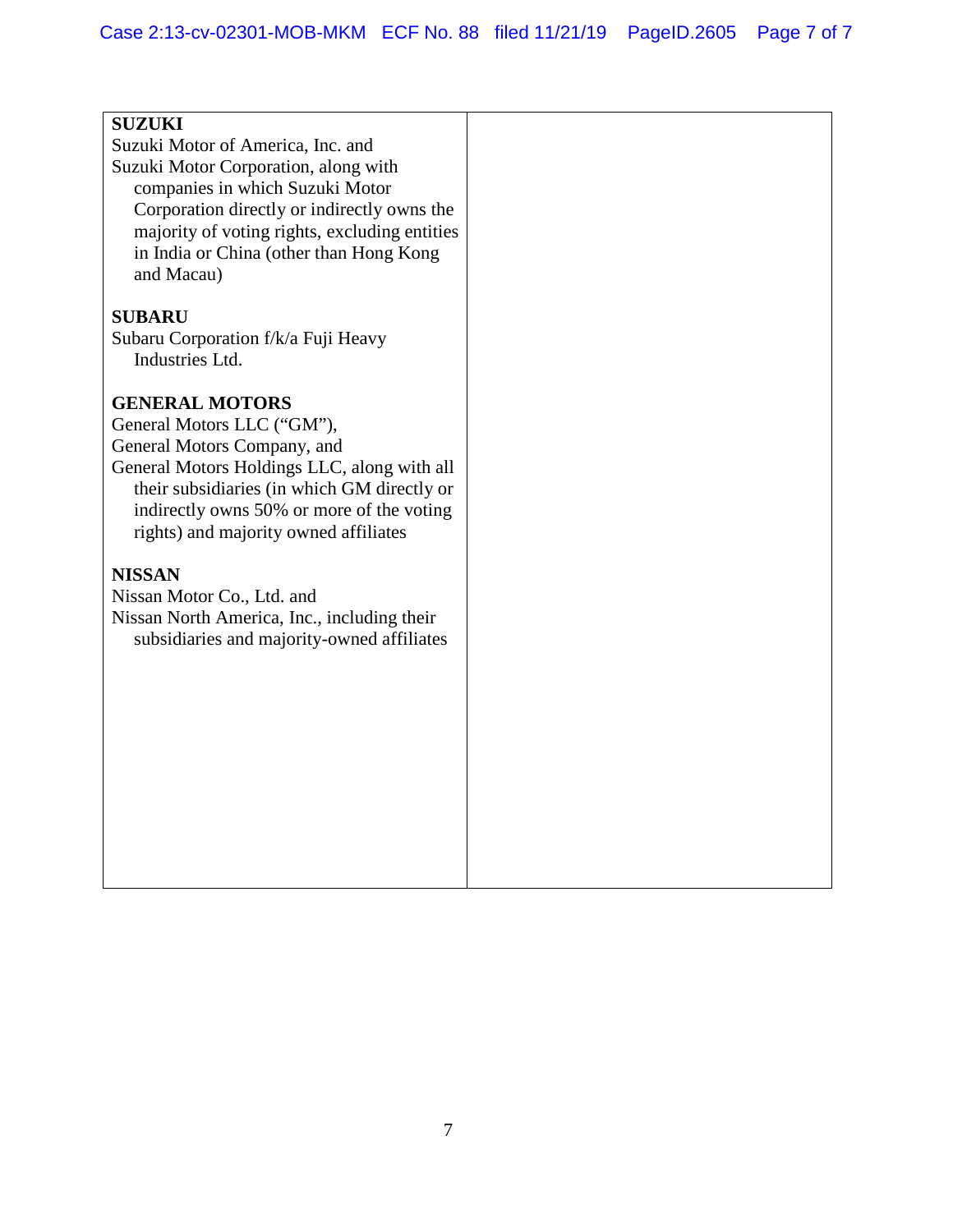| | |
|---|---|
| **SUZUKI**<br>Suzuki Motor of America, Inc. and<br>Suzuki Motor Corporation, along with companies in which Suzuki Motor Corporation directly or indirectly owns the majority of voting rights, excluding entities in India or China (other than Hong Kong and Macau)<br><br>**SUBARU**<br>Subaru Corporation f/k/a Fuji Heavy Industries Ltd.<br><br>**GENERAL MOTORS**<br>General Motors LLC ("GM"),<br>General Motors Company, and<br>General Motors Holdings LLC, along with all their subsidiaries (in which GM directly or indirectly owns 50% or more of the voting rights) and majority owned affiliates<br><br>**NISSAN**<br>Nissan Motor Co., Ltd. and<br>Nissan North America, Inc., including their subsidiaries and majority-owned affiliates | |